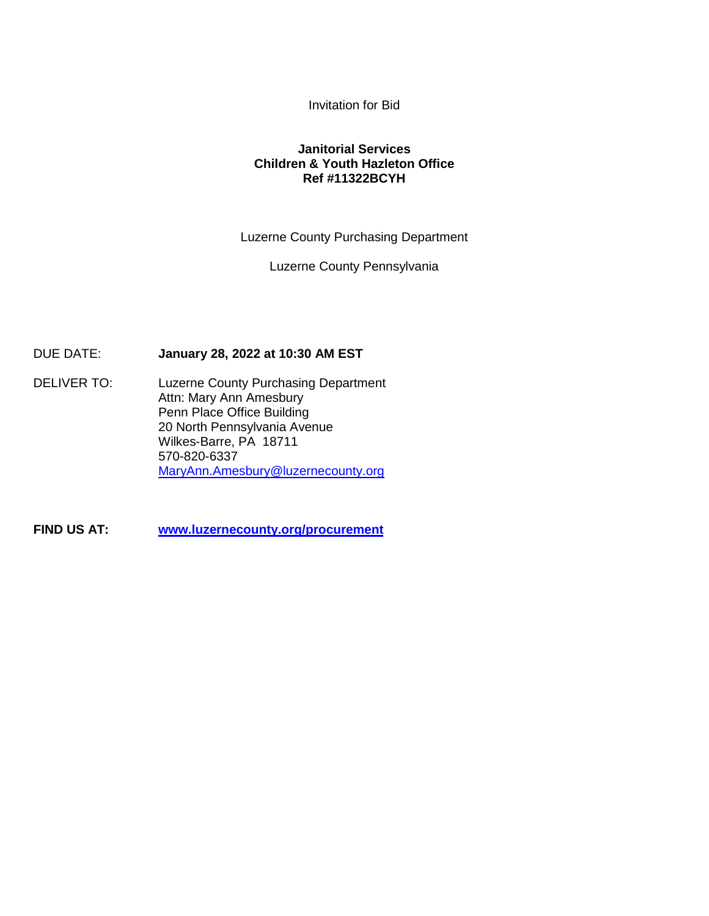Invitation for Bid

# Janitorial Services
# Children & Youth Hazleton Office
# Ref #11322BCYH

Luzerne County Purchasing Department

Luzerne County Pennsylvania

DUE DATE: **January 28, 2022 at 10:30 AM EST**

DELIVER TO: Luzerne County Purchasing Department
Attn: Mary Ann Amesbury
Penn Place Office Building
20 North Pennsylvania Avenue
Wilkes-Barre, PA 18711
570-820-6337
MaryAnn.Amesbury@luzernecounty.org

**FIND US AT:** **www.luzernecounty.org/procurement**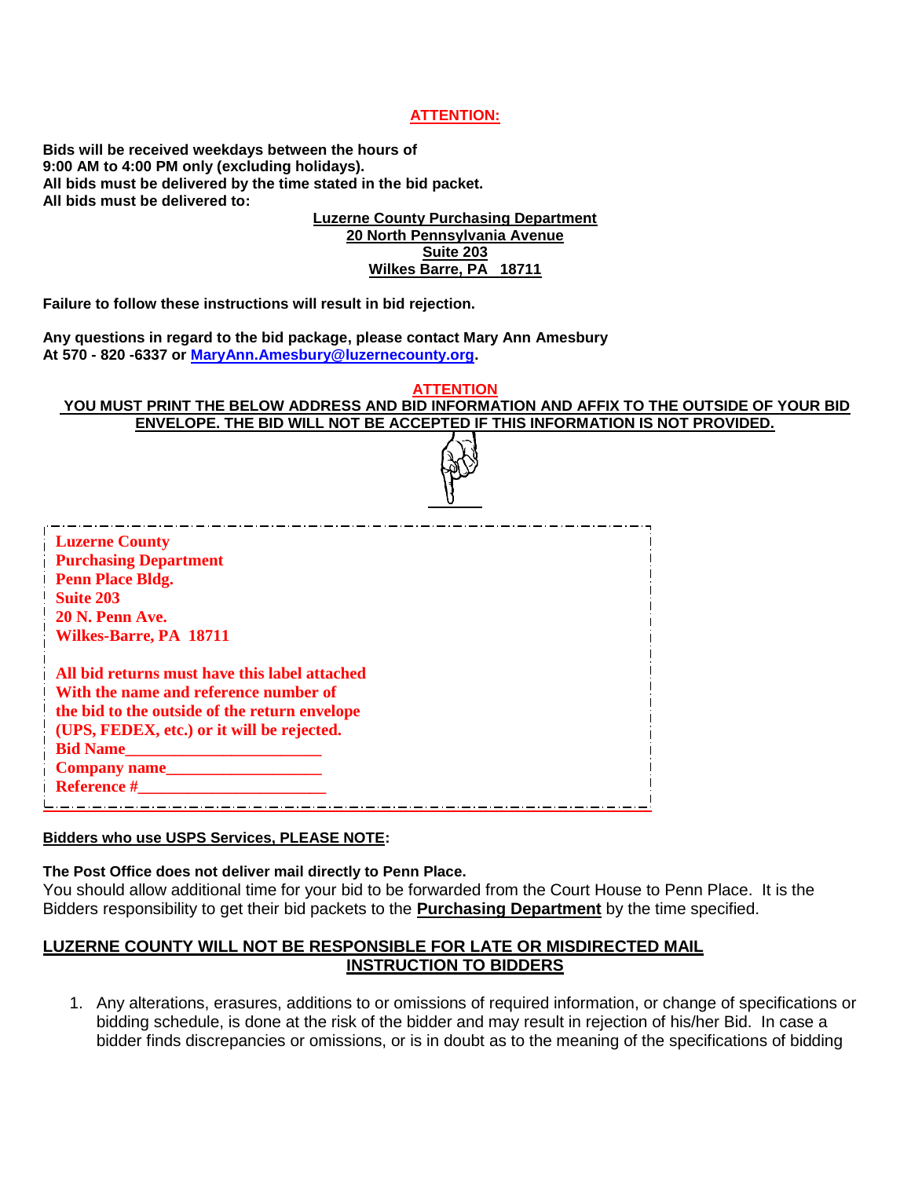**ATTENTION:**

**Bids will be received weekdays between the hours of**
**9:00 AM to 4:00 PM only (excluding holidays).**
**All bids must be delivered by the time stated in the bid packet.**
**All bids must be delivered to:**

**Luzerne County Purchasing Department**
**20 North Pennsylvania Avenue**
**Suite 203**
**Wilkes Barre, PA 18711**

**Failure to follow these instructions will result in bid rejection.**

**Any questions in regard to the bid package, please contact Mary Ann Amesbury**
**At 570 - 820 -6337 or MaryAnn.Amesbury@luzernecounty.org.**

**ATTENTION**

**YOU MUST PRINT THE BELOW ADDRESS AND BID INFORMATION AND AFFIX TO THE OUTSIDE OF YOUR BID ENVELOPE. THE BID WILL NOT BE ACCEPTED IF THIS INFORMATION IS NOT PROVIDED.**

**Luzerne County**
**Purchasing Department**
**Penn Place Bldg.**
**Suite 203**
**20 N. Penn Ave.**
**Wilkes-Barre, PA 18711**

**All bid returns must have this label attached**
**With the name and reference number of**
**the bid to the outside of the return envelope**
**(UPS, FEDEX, etc.) or it will be rejected.**
**Bid Name_______________________**
**Company name__________________**
**Reference #______________________**

**Bidders who use USPS Services, PLEASE NOTE:**

**The Post Office does not deliver mail directly to Penn Place.**
You should allow additional time for your bid to be forwarded from the Court House to Penn Place. It is the Bidders responsibility to get their bid packets to the **Purchasing Department** by the time specified.

**LUZERNE COUNTY WILL NOT BE RESPONSIBLE FOR LATE OR MISDIRECTED MAIL**

## INSTRUCTION TO BIDDERS

1. Any alterations, erasures, additions to or omissions of required information, or change of specifications or bidding schedule, is done at the risk of the bidder and may result in rejection of his/her Bid. In case a bidder finds discrepancies or omissions, or is in doubt as to the meaning of the specifications of bidding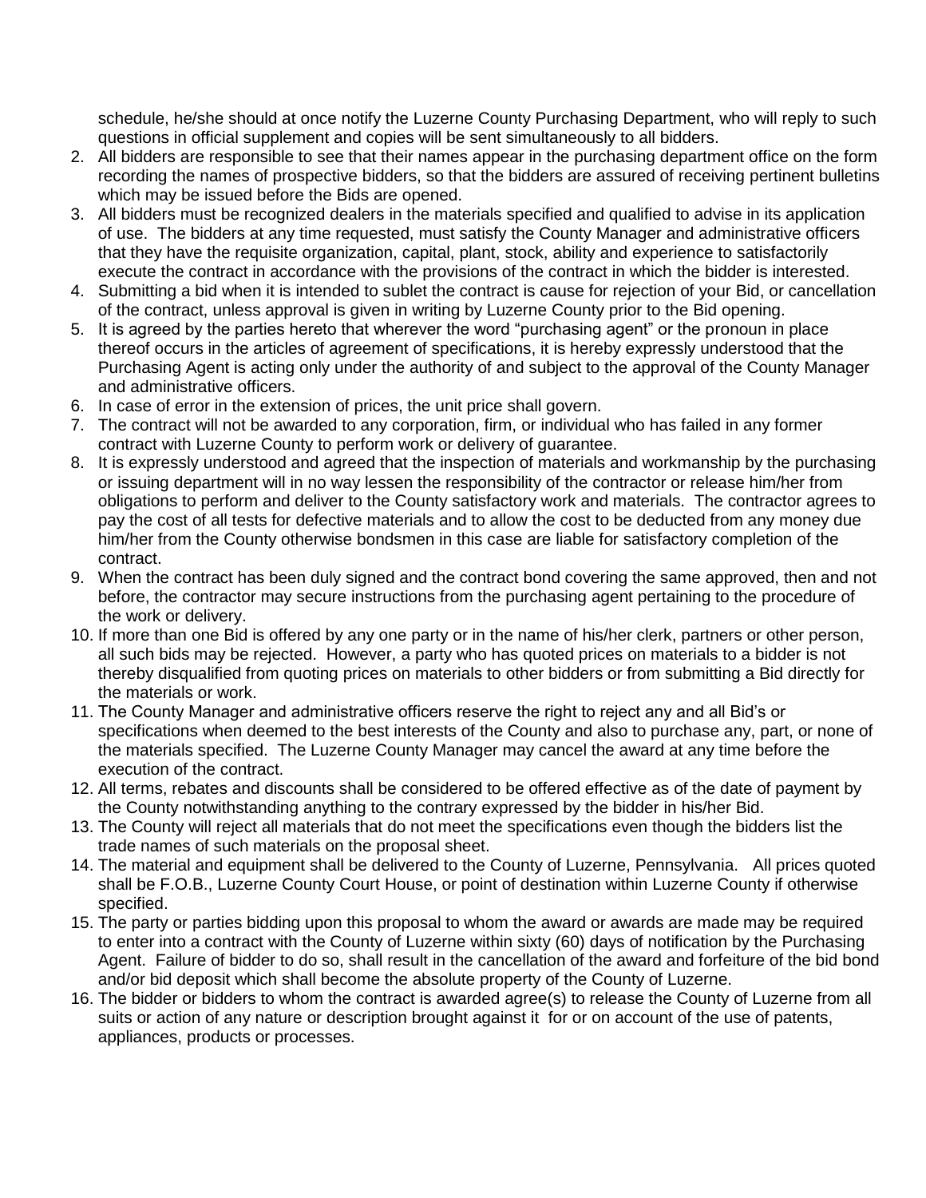schedule, he/she should at once notify the Luzerne County Purchasing Department, who will reply to such questions in official supplement and copies will be sent simultaneously to all bidders.

2. All bidders are responsible to see that their names appear in the purchasing department office on the form recording the names of prospective bidders, so that the bidders are assured of receiving pertinent bulletins which may be issued before the Bids are opened.
3. All bidders must be recognized dealers in the materials specified and qualified to advise in its application of use. The bidders at any time requested, must satisfy the County Manager and administrative officers that they have the requisite organization, capital, plant, stock, ability and experience to satisfactorily execute the contract in accordance with the provisions of the contract in which the bidder is interested.
4. Submitting a bid when it is intended to sublet the contract is cause for rejection of your Bid, or cancellation of the contract, unless approval is given in writing by Luzerne County prior to the Bid opening.
5. It is agreed by the parties hereto that wherever the word “purchasing agent” or the pronoun in place thereof occurs in the articles of agreement of specifications, it is hereby expressly understood that the Purchasing Agent is acting only under the authority of and subject to the approval of the County Manager and administrative officers.
6. In case of error in the extension of prices, the unit price shall govern.
7. The contract will not be awarded to any corporation, firm, or individual who has failed in any former contract with Luzerne County to perform work or delivery of guarantee.
8. It is expressly understood and agreed that the inspection of materials and workmanship by the purchasing or issuing department will in no way lessen the responsibility of the contractor or release him/her from obligations to perform and deliver to the County satisfactory work and materials. The contractor agrees to pay the cost of all tests for defective materials and to allow the cost to be deducted from any money due him/her from the County otherwise bondsmen in this case are liable for satisfactory completion of the contract.
9. When the contract has been duly signed and the contract bond covering the same approved, then and not before, the contractor may secure instructions from the purchasing agent pertaining to the procedure of the work or delivery.
10. If more than one Bid is offered by any one party or in the name of his/her clerk, partners or other person, all such bids may be rejected. However, a party who has quoted prices on materials to a bidder is not thereby disqualified from quoting prices on materials to other bidders or from submitting a Bid directly for the materials or work.
11. The County Manager and administrative officers reserve the right to reject any and all Bid’s or specifications when deemed to the best interests of the County and also to purchase any, part, or none of the materials specified. The Luzerne County Manager may cancel the award at any time before the execution of the contract.
12. All terms, rebates and discounts shall be considered to be offered effective as of the date of payment by the County notwithstanding anything to the contrary expressed by the bidder in his/her Bid.
13. The County will reject all materials that do not meet the specifications even though the bidders list the trade names of such materials on the proposal sheet.
14. The material and equipment shall be delivered to the County of Luzerne, Pennsylvania. All prices quoted shall be F.O.B., Luzerne County Court House, or point of destination within Luzerne County if otherwise specified.
15. The party or parties bidding upon this proposal to whom the award or awards are made may be required to enter into a contract with the County of Luzerne within sixty (60) days of notification by the Purchasing Agent. Failure of bidder to do so, shall result in the cancellation of the award and forfeiture of the bid bond and/or bid deposit which shall become the absolute property of the County of Luzerne.
16. The bidder or bidders to whom the contract is awarded agree(s) to release the County of Luzerne from all suits or action of any nature or description brought against it for or on account of the use of patents, appliances, products or processes.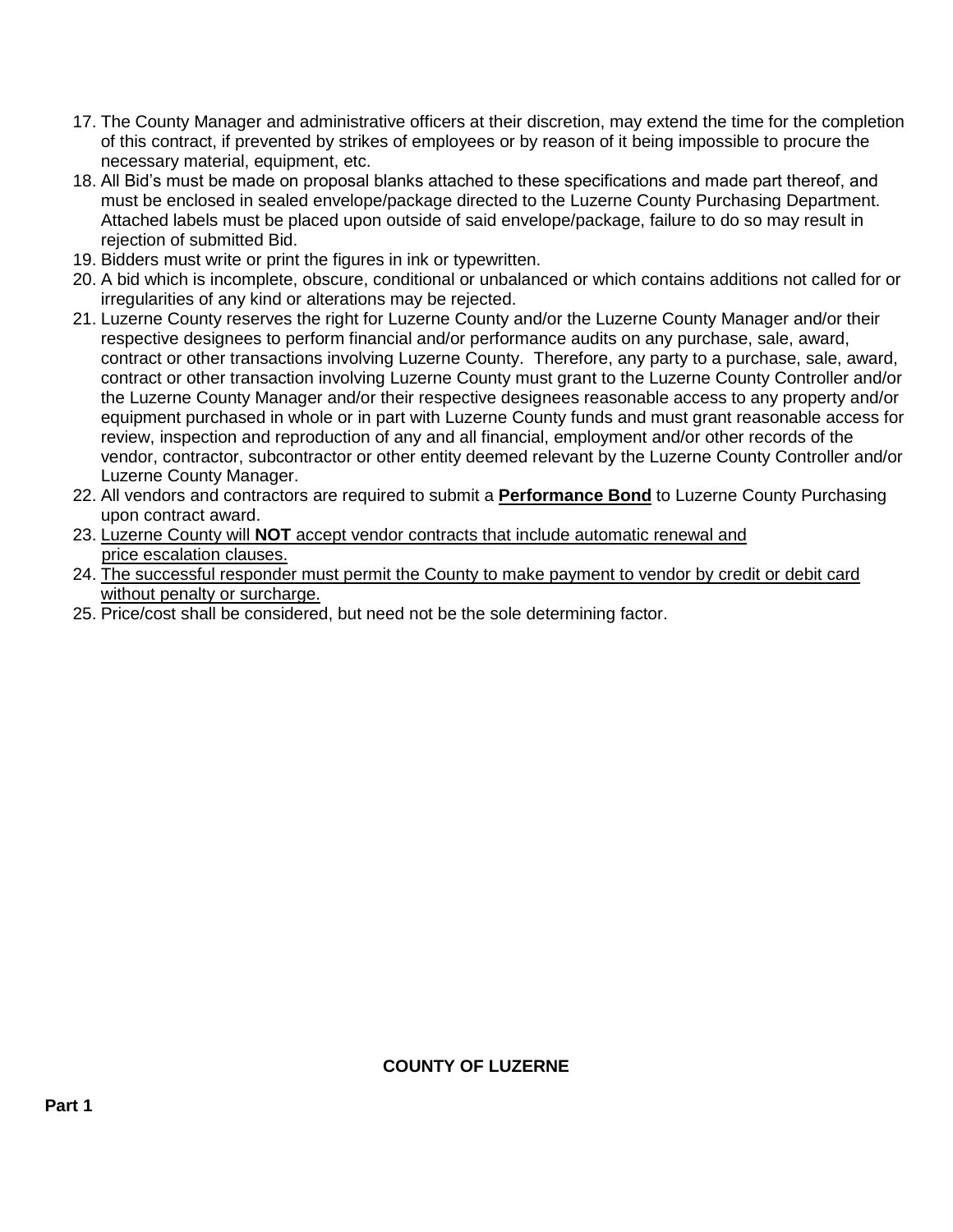17. The County Manager and administrative officers at their discretion, may extend the time for the completion of this contract, if prevented by strikes of employees or by reason of it being impossible to procure the necessary material, equipment, etc.
18. All Bid's must be made on proposal blanks attached to these specifications and made part thereof, and must be enclosed in sealed envelope/package directed to the Luzerne County Purchasing Department. Attached labels must be placed upon outside of said envelope/package, failure to do so may result in rejection of submitted Bid.
19. Bidders must write or print the figures in ink or typewritten.
20. A bid which is incomplete, obscure, conditional or unbalanced or which contains additions not called for or irregularities of any kind or alterations may be rejected.
21. Luzerne County reserves the right for Luzerne County and/or the Luzerne County Manager and/or their respective designees to perform financial and/or performance audits on any purchase, sale, award, contract or other transactions involving Luzerne County. Therefore, any party to a purchase, sale, award, contract or other transaction involving Luzerne County must grant to the Luzerne County Controller and/or the Luzerne County Manager and/or their respective designees reasonable access to any property and/or equipment purchased in whole or in part with Luzerne County funds and must grant reasonable access for review, inspection and reproduction of any and all financial, employment and/or other records of the vendor, contractor, subcontractor or other entity deemed relevant by the Luzerne County Controller and/or Luzerne County Manager.
22. All vendors and contractors are required to submit a <u>**Performance Bond**</u> to Luzerne County Purchasing upon contract award.
23. <u>Luzerne County will **NOT** accept vendor contracts that include automatic renewal and price escalation clauses.</u>
24. <u>The successful responder must permit the County to make payment to vendor by credit or debit card without penalty or surcharge.</u>
25. Price/cost shall be considered, but need not be the sole determining factor.

**COUNTY OF LUZERNE**

**Part 1**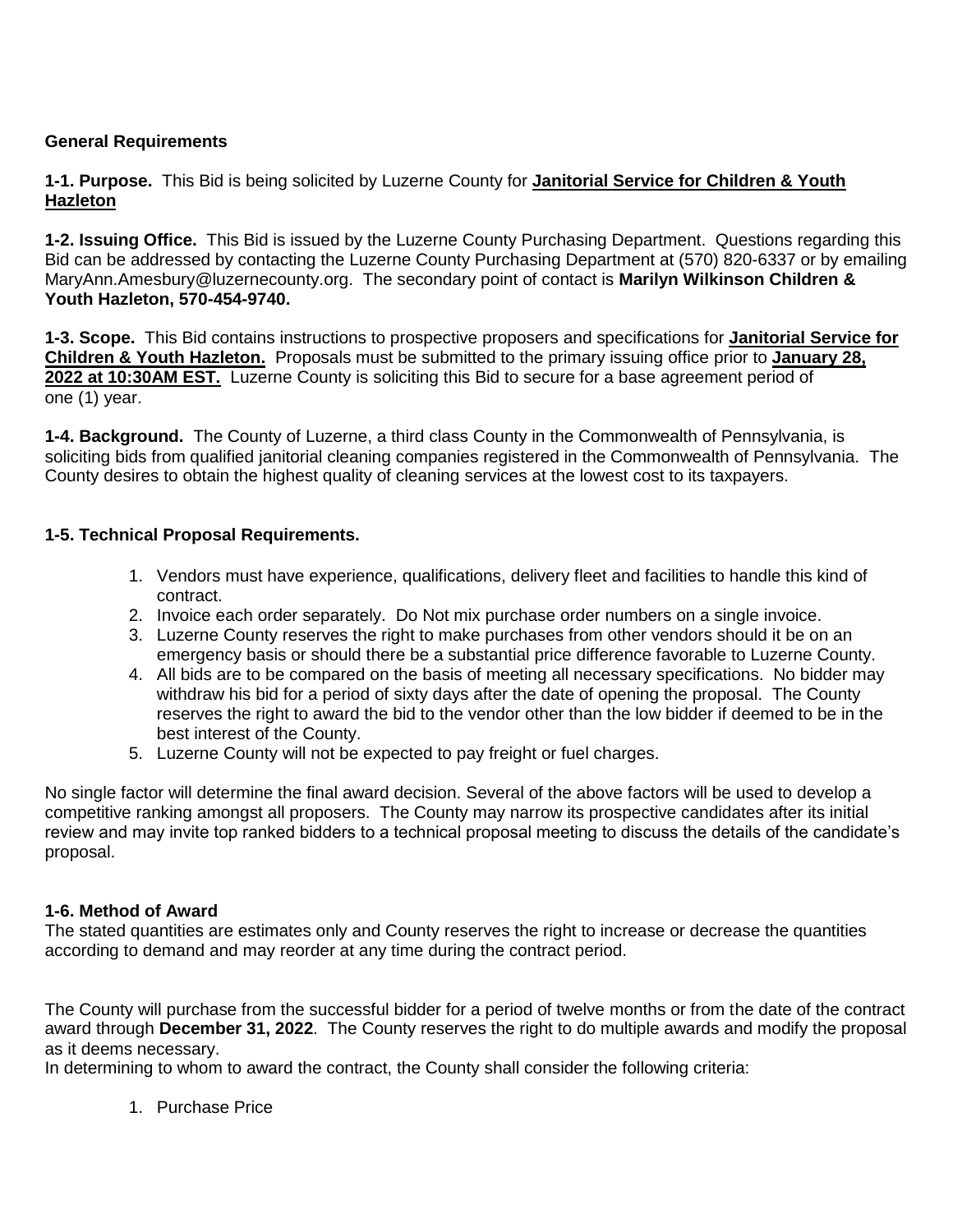**General Requirements**

**1-1. Purpose.** This Bid is being solicited by Luzerne County for **Janitorial Service for Children & Youth Hazleton**

**1-2. Issuing Office.** This Bid is issued by the Luzerne County Purchasing Department. Questions regarding this Bid can be addressed by contacting the Luzerne County Purchasing Department at (570) 820-6337 or by emailing MaryAnn.Amesbury@luzernecounty.org. The secondary point of contact is **Marilyn Wilkinson Children & Youth Hazleton, 570-454-9740.**

**1-3. Scope.** This Bid contains instructions to prospective proposers and specifications for **Janitorial Service for Children & Youth Hazleton.** Proposals must be submitted to the primary issuing office prior to **January 28, 2022 at 10:30AM EST.** Luzerne County is soliciting this Bid to secure for a base agreement period of one (1) year.

**1-4. Background.** The County of Luzerne, a third class County in the Commonwealth of Pennsylvania, is soliciting bids from qualified janitorial cleaning companies registered in the Commonwealth of Pennsylvania. The County desires to obtain the highest quality of cleaning services at the lowest cost to its taxpayers.

**1-5. Technical Proposal Requirements.**

1. Vendors must have experience, qualifications, delivery fleet and facilities to handle this kind of contract.
2. Invoice each order separately. Do Not mix purchase order numbers on a single invoice.
3. Luzerne County reserves the right to make purchases from other vendors should it be on an emergency basis or should there be a substantial price difference favorable to Luzerne County.
4. All bids are to be compared on the basis of meeting all necessary specifications. No bidder may withdraw his bid for a period of sixty days after the date of opening the proposal. The County reserves the right to award the bid to the vendor other than the low bidder if deemed to be in the best interest of the County.
5. Luzerne County will not be expected to pay freight or fuel charges.

No single factor will determine the final award decision. Several of the above factors will be used to develop a competitive ranking amongst all proposers. The County may narrow its prospective candidates after its initial review and may invite top ranked bidders to a technical proposal meeting to discuss the details of the candidate's proposal.

**1-6. Method of Award**

The stated quantities are estimates only and County reserves the right to increase or decrease the quantities according to demand and may reorder at any time during the contract period.

The County will purchase from the successful bidder for a period of twelve months or from the date of the contract award through **December 31, 2022**. The County reserves the right to do multiple awards and modify the proposal as it deems necessary.

In determining to whom to award the contract, the County shall consider the following criteria:

1. Purchase Price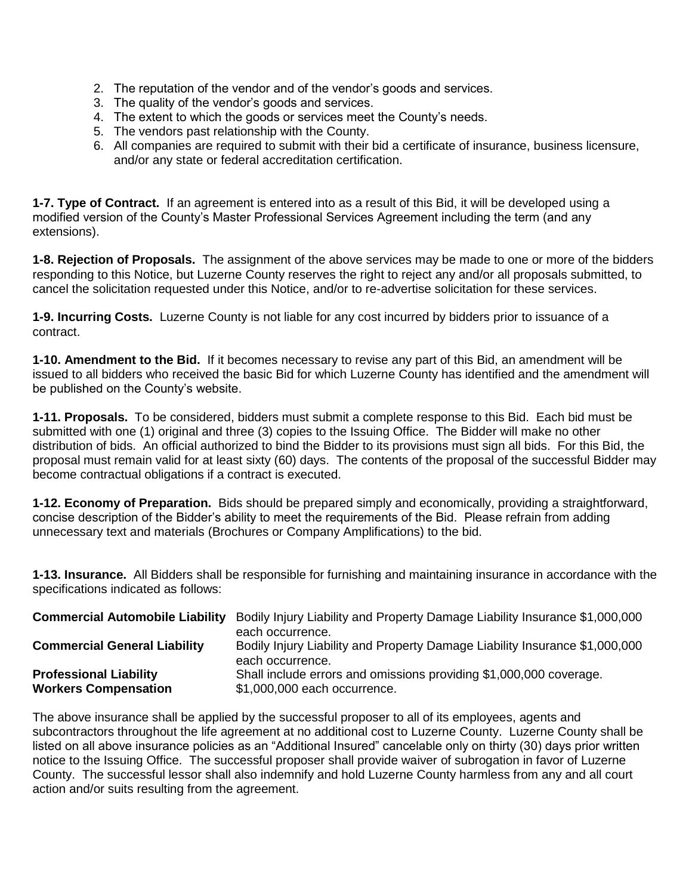2. The reputation of the vendor and of the vendor's goods and services.
3. The quality of the vendor's goods and services.
4. The extent to which the goods or services meet the County's needs.
5. The vendors past relationship with the County.
6. All companies are required to submit with their bid a certificate of insurance, business licensure, and/or any state or federal accreditation certification.

**1-7. Type of Contract.** If an agreement is entered into as a result of this Bid, it will be developed using a modified version of the County's Master Professional Services Agreement including the term (and any extensions).

**1-8. Rejection of Proposals.** The assignment of the above services may be made to one or more of the bidders responding to this Notice, but Luzerne County reserves the right to reject any and/or all proposals submitted, to cancel the solicitation requested under this Notice, and/or to re-advertise solicitation for these services.

**1-9. Incurring Costs.** Luzerne County is not liable for any cost incurred by bidders prior to issuance of a contract.

**1-10. Amendment to the Bid.** If it becomes necessary to revise any part of this Bid, an amendment will be issued to all bidders who received the basic Bid for which Luzerne County has identified and the amendment will be published on the County's website.

**1-11. Proposals.** To be considered, bidders must submit a complete response to this Bid. Each bid must be submitted with one (1) original and three (3) copies to the Issuing Office. The Bidder will make no other distribution of bids. An official authorized to bind the Bidder to its provisions must sign all bids. For this Bid, the proposal must remain valid for at least sixty (60) days. The contents of the proposal of the successful Bidder may become contractual obligations if a contract is executed.

**1-12. Economy of Preparation.** Bids should be prepared simply and economically, providing a straightforward, concise description of the Bidder's ability to meet the requirements of the Bid. Please refrain from adding unnecessary text and materials (Brochures or Company Amplifications) to the bid.

**1-13. Insurance.** All Bidders shall be responsible for furnishing and maintaining insurance in accordance with the specifications indicated as follows:

| | |
|---|---|
| **Commercial Automobile Liability** | Bodily Injury Liability and Property Damage Liability Insurance $1,000,000 each occurrence. |
| **Commercial General Liability** | Bodily Injury Liability and Property Damage Liability Insurance $1,000,000 each occurrence. |
| **Professional Liability** | Shall include errors and omissions providing $1,000,000 coverage. |
| **Workers Compensation** | $1,000,000 each occurrence. |

The above insurance shall be applied by the successful proposer to all of its employees, agents and subcontractors throughout the life agreement at no additional cost to Luzerne County. Luzerne County shall be listed on all above insurance policies as an "Additional Insured" cancelable only on thirty (30) days prior written notice to the Issuing Office. The successful proposer shall provide waiver of subrogation in favor of Luzerne County. The successful lessor shall also indemnify and hold Luzerne County harmless from any and all court action and/or suits resulting from the agreement.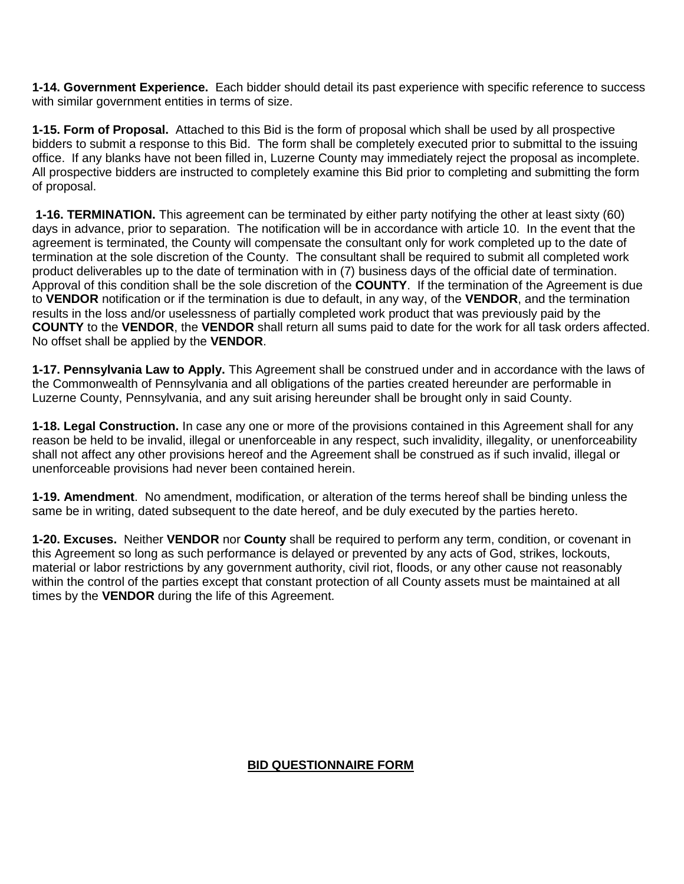**1-14. Government Experience.** Each bidder should detail its past experience with specific reference to success with similar government entities in terms of size.

**1-15. Form of Proposal.** Attached to this Bid is the form of proposal which shall be used by all prospective bidders to submit a response to this Bid. The form shall be completely executed prior to submittal to the issuing office. If any blanks have not been filled in, Luzerne County may immediately reject the proposal as incomplete. All prospective bidders are instructed to completely examine this Bid prior to completing and submitting the form of proposal.

**1-16. TERMINATION.** This agreement can be terminated by either party notifying the other at least sixty (60) days in advance, prior to separation. The notification will be in accordance with article 10. In the event that the agreement is terminated, the County will compensate the consultant only for work completed up to the date of termination at the sole discretion of the County. The consultant shall be required to submit all completed work product deliverables up to the date of termination with in (7) business days of the official date of termination. Approval of this condition shall be the sole discretion of the **COUNTY**. If the termination of the Agreement is due to **VENDOR** notification or if the termination is due to default, in any way, of the **VENDOR**, and the termination results in the loss and/or uselessness of partially completed work product that was previously paid by the **COUNTY** to the **VENDOR**, the **VENDOR** shall return all sums paid to date for the work for all task orders affected. No offset shall be applied by the **VENDOR**.

**1-17. Pennsylvania Law to Apply.** This Agreement shall be construed under and in accordance with the laws of the Commonwealth of Pennsylvania and all obligations of the parties created hereunder are performable in Luzerne County, Pennsylvania, and any suit arising hereunder shall be brought only in said County.

**1-18. Legal Construction.** In case any one or more of the provisions contained in this Agreement shall for any reason be held to be invalid, illegal or unenforceable in any respect, such invalidity, illegality, or unenforceability shall not affect any other provisions hereof and the Agreement shall be construed as if such invalid, illegal or unenforceable provisions had never been contained herein.

**1-19. Amendment**. No amendment, modification, or alteration of the terms hereof shall be binding unless the same be in writing, dated subsequent to the date hereof, and be duly executed by the parties hereto.

**1-20. Excuses.** Neither **VENDOR** nor **County** shall be required to perform any term, condition, or covenant in this Agreement so long as such performance is delayed or prevented by any acts of God, strikes, lockouts, material or labor restrictions by any government authority, civil riot, floods, or any other cause not reasonably within the control of the parties except that constant protection of all County assets must be maintained at all times by the **VENDOR** during the life of this Agreement.

**BID QUESTIONNAIRE FORM**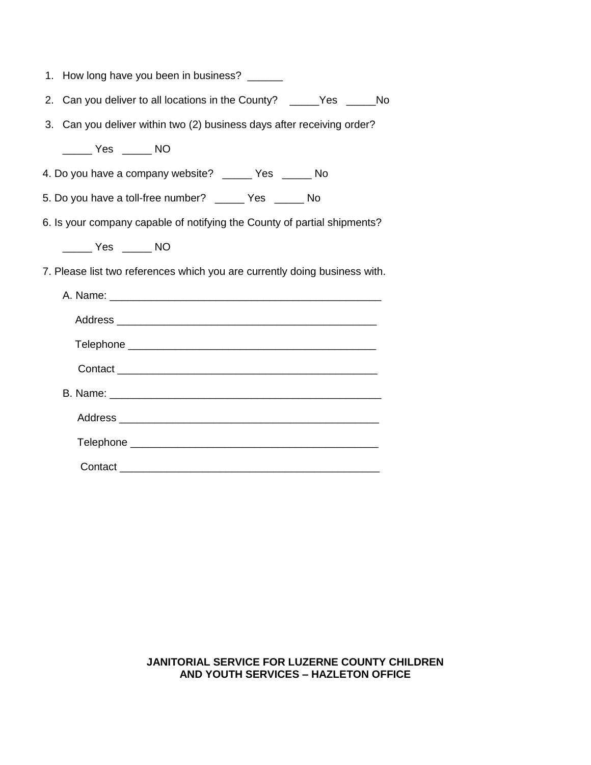1. How long have you been in business? ______

2. Can you deliver to all locations in the County? _____Yes _____No

3. Can you deliver within two (2) business days after receiving order?

   _____ Yes _____ NO

4. Do you have a company website? _____ Yes _____ No

5. Do you have a toll-free number? _____ Yes _____ No

6. Is your company capable of notifying the County of partial shipments?

   _____ Yes _____ NO

7. Please list two references which you are currently doing business with.

   A. Name: _______________________________________________

      Address ____________________________________________

      Telephone __________________________________________

      Contact ____________________________________________

   B. Name: _______________________________________________

      Address ____________________________________________

      Telephone __________________________________________

      Contact ____________________________________________

**JANITORIAL SERVICE FOR LUZERNE COUNTY CHILDREN AND YOUTH SERVICES – HAZLETON OFFICE**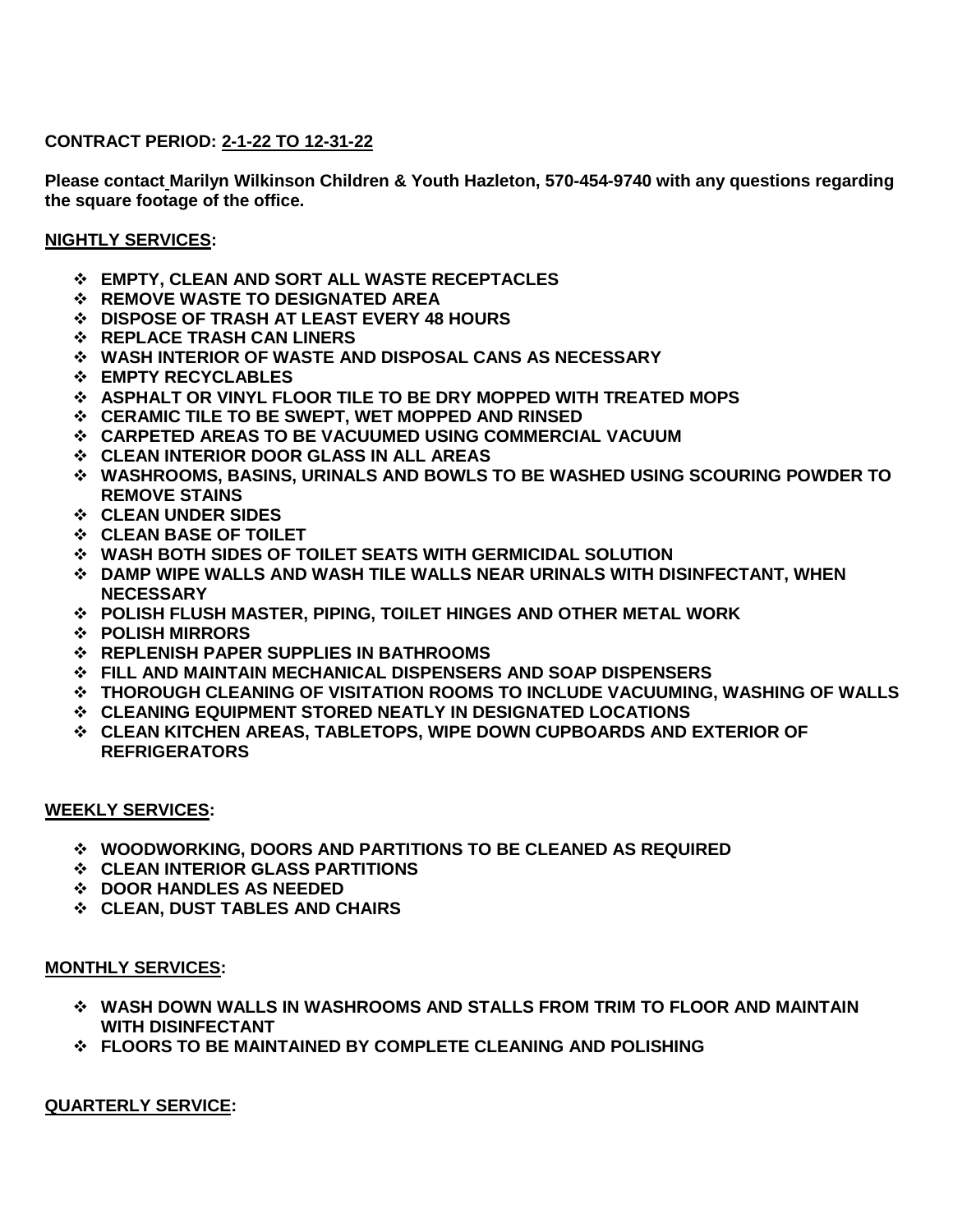**CONTRACT PERIOD: 2-1-22 TO 12-31-22**

**Please contact Marilyn Wilkinson Children & Youth Hazleton, 570-454-9740 with any questions regarding the square footage of the office.**

## NIGHTLY SERVICES:

- **EMPTY, CLEAN AND SORT ALL WASTE RECEPTACLES**
- **REMOVE WASTE TO DESIGNATED AREA**
- **DISPOSE OF TRASH AT LEAST EVERY 48 HOURS**
- **REPLACE TRASH CAN LINERS**
- **WASH INTERIOR OF WASTE AND DISPOSAL CANS AS NECESSARY**
- **EMPTY RECYCLABLES**
- **ASPHALT OR VINYL FLOOR TILE TO BE DRY MOPPED WITH TREATED MOPS**
- **CERAMIC TILE TO BE SWEPT, WET MOPPED AND RINSED**
- **CARPETED AREAS TO BE VACUUMED USING COMMERCIAL VACUUM**
- **CLEAN INTERIOR DOOR GLASS IN ALL AREAS**
- **WASHROOMS, BASINS, URINALS AND BOWLS TO BE WASHED USING SCOURING POWDER TO REMOVE STAINS**
- **CLEAN UNDER SIDES**
- **CLEAN BASE OF TOILET**
- **WASH BOTH SIDES OF TOILET SEATS WITH GERMICIDAL SOLUTION**
- **DAMP WIPE WALLS AND WASH TILE WALLS NEAR URINALS WITH DISINFECTANT, WHEN NECESSARY**
- **POLISH FLUSH MASTER, PIPING, TOILET HINGES AND OTHER METAL WORK**
- **POLISH MIRRORS**
- **REPLENISH PAPER SUPPLIES IN BATHROOMS**
- **FILL AND MAINTAIN MECHANICAL DISPENSERS AND SOAP DISPENSERS**
- **THOROUGH CLEANING OF VISITATION ROOMS TO INCLUDE VACUUMING, WASHING OF WALLS**
- **CLEANING EQUIPMENT STORED NEATLY IN DESIGNATED LOCATIONS**
- **CLEAN KITCHEN AREAS, TABLETOPS, WIPE DOWN CUPBOARDS AND EXTERIOR OF REFRIGERATORS**

## WEEKLY SERVICES:

- **WOODWORKING, DOORS AND PARTITIONS TO BE CLEANED AS REQUIRED**
- **CLEAN INTERIOR GLASS PARTITIONS**
- **DOOR HANDLES AS NEEDED**
- **CLEAN, DUST TABLES AND CHAIRS**

## MONTHLY SERVICES:

- **WASH DOWN WALLS IN WASHROOMS AND STALLS FROM TRIM TO FLOOR AND MAINTAIN WITH DISINFECTANT**
- **FLOORS TO BE MAINTAINED BY COMPLETE CLEANING AND POLISHING**

## QUARTERLY SERVICE: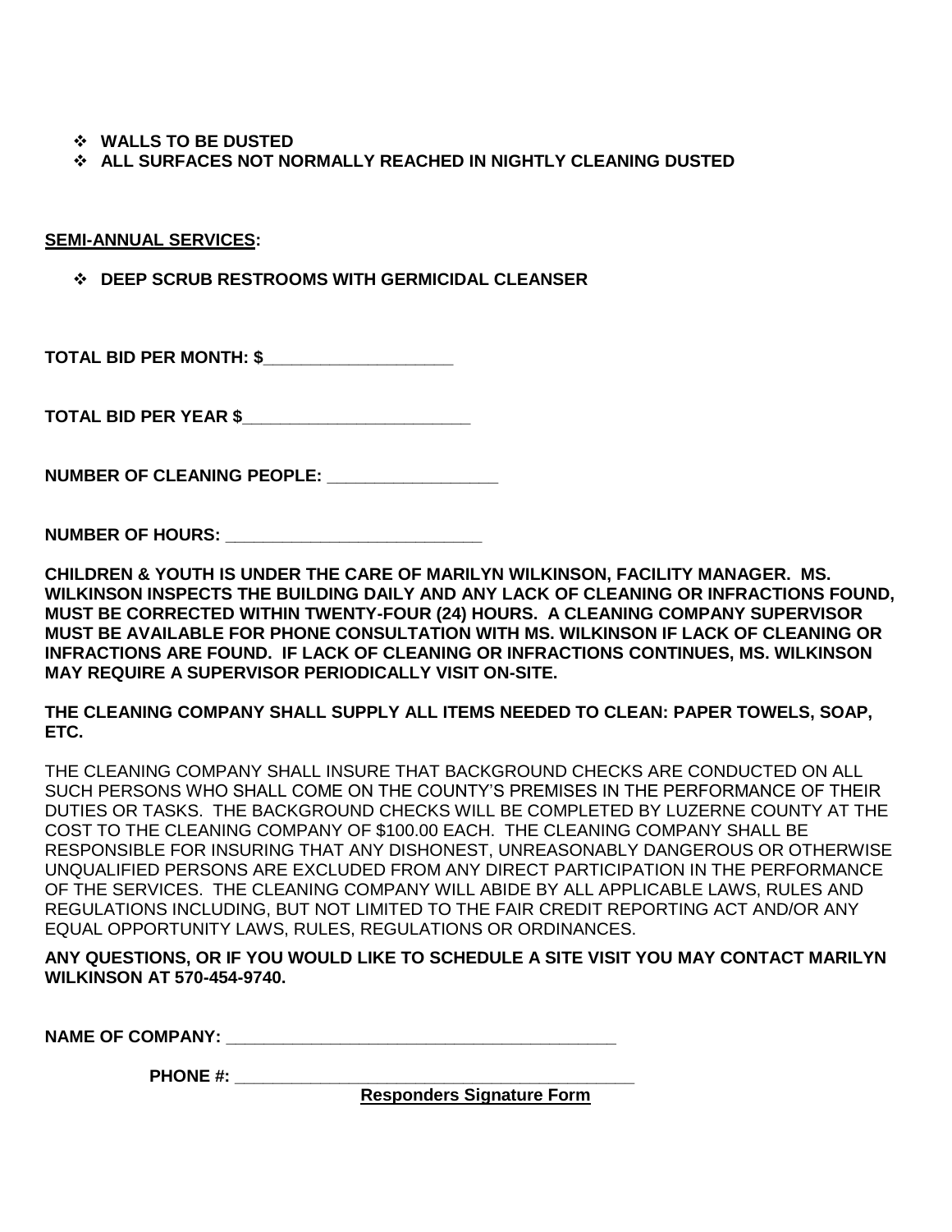- **WALLS TO BE DUSTED**
- **ALL SURFACES NOT NORMALLY REACHED IN NIGHTLY CLEANING DUSTED**

**SEMI-ANNUAL SERVICES:**

- **DEEP SCRUB RESTROOMS WITH GERMICIDAL CLEANSER**

**TOTAL BID PER MONTH: $____________________**

**TOTAL BID PER YEAR $________________________**

**NUMBER OF CLEANING PEOPLE: __________________**

**NUMBER OF HOURS: ___________________________**

**CHILDREN & YOUTH IS UNDER THE CARE OF MARILYN WILKINSON, FACILITY MANAGER. MS. WILKINSON INSPECTS THE BUILDING DAILY AND ANY LACK OF CLEANING OR INFRACTIONS FOUND, MUST BE CORRECTED WITHIN TWENTY-FOUR (24) HOURS. A CLEANING COMPANY SUPERVISOR MUST BE AVAILABLE FOR PHONE CONSULTATION WITH MS. WILKINSON IF LACK OF CLEANING OR INFRACTIONS ARE FOUND. IF LACK OF CLEANING OR INFRACTIONS CONTINUES, MS. WILKINSON MAY REQUIRE A SUPERVISOR PERIODICALLY VISIT ON-SITE.**

**THE CLEANING COMPANY SHALL SUPPLY ALL ITEMS NEEDED TO CLEAN: PAPER TOWELS, SOAP, ETC.**

THE CLEANING COMPANY SHALL INSURE THAT BACKGROUND CHECKS ARE CONDUCTED ON ALL SUCH PERSONS WHO SHALL COME ON THE COUNTY'S PREMISES IN THE PERFORMANCE OF THEIR DUTIES OR TASKS. THE BACKGROUND CHECKS WILL BE COMPLETED BY LUZERNE COUNTY AT THE COST TO THE CLEANING COMPANY OF $100.00 EACH. THE CLEANING COMPANY SHALL BE RESPONSIBLE FOR INSURING THAT ANY DISHONEST, UNREASONABLY DANGEROUS OR OTHERWISE UNQUALIFIED PERSONS ARE EXCLUDED FROM ANY DIRECT PARTICIPATION IN THE PERFORMANCE OF THE SERVICES. THE CLEANING COMPANY WILL ABIDE BY ALL APPLICABLE LAWS, RULES AND REGULATIONS INCLUDING, BUT NOT LIMITED TO THE FAIR CREDIT REPORTING ACT AND/OR ANY EQUAL OPPORTUNITY LAWS, RULES, REGULATIONS OR ORDINANCES.

**ANY QUESTIONS, OR IF YOU WOULD LIKE TO SCHEDULE A SITE VISIT YOU MAY CONTACT MARILYN WILKINSON AT 570-454-9740.**

**NAME OF COMPANY: ___________________________________________**

**PHONE #: ___________________________________________**

**Responders Signature Form**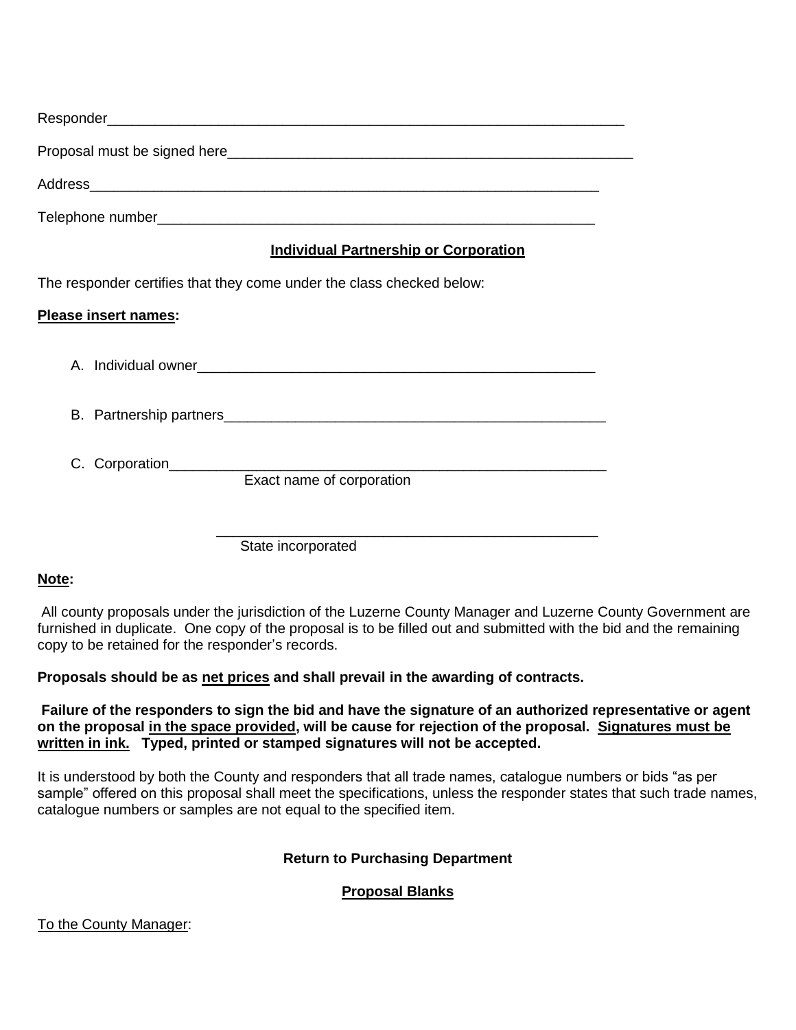Responder_____________________________________________________________________

Proposal must be signed here_____________________________________________________

Address_____________________________________________________________________

Telephone number_____________________________________________________________

**Individual Partnership or Corporation**

The responder certifies that they come under the class checked below:

**Please insert names:**

A. Individual owner____________________________________________________

B. Partnership partners_________________________________________________

C. Corporation_________________________________________________________
Exact name of corporation

_________________________________________________
State incorporated

**Note:**

All county proposals under the jurisdiction of the Luzerne County Manager and Luzerne County Government are furnished in duplicate. One copy of the proposal is to be filled out and submitted with the bid and the remaining copy to be retained for the responder's records.

**Proposals should be as net prices and shall prevail in the awarding of contracts.**

**Failure of the responders to sign the bid and have the signature of an authorized representative or agent on the proposal in the space provided, will be cause for rejection of the proposal. Signatures must be written in ink. Typed, printed or stamped signatures will not be accepted.**

It is understood by both the County and responders that all trade names, catalogue numbers or bids "as per sample" offered on this proposal shall meet the specifications, unless the responder states that such trade names, catalogue numbers or samples are not equal to the specified item.

**Return to Purchasing Department**

**Proposal Blanks**

To the County Manager: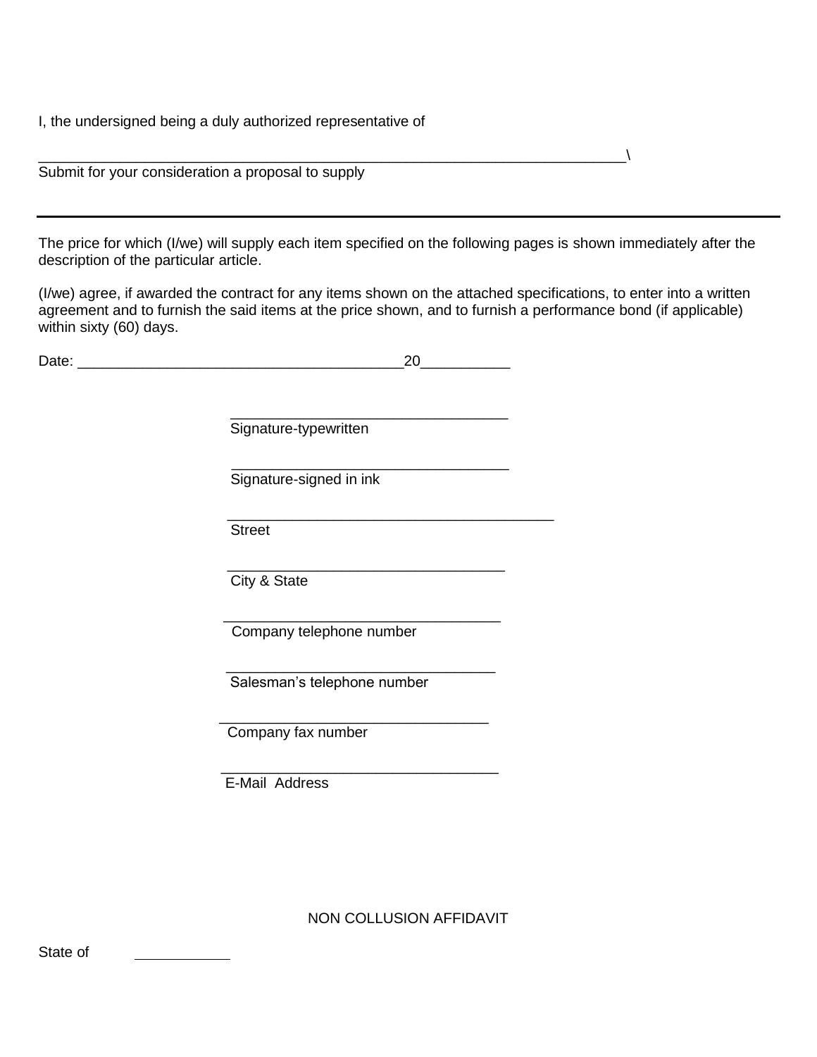I, the undersigned being a duly authorized representative of

___________________________________________________________________________\
Submit for your consideration a proposal to supply

---

The price for which (I/we) will supply each item specified on the following pages is shown immediately after the description of the particular article.

(I/we) agree, if awarded the contract for any items shown on the attached specifications, to enter into a written agreement and to furnish the said items at the price shown, and to furnish a performance bond (if applicable) within sixty (60) days.

Date: ________________________________________20___________

___________________________________
Signature-typewritten

___________________________________
Signature-signed in ink

_________________________________________
Street

___________________________________
City & State

___________________________________
Company telephone number

__________________________________
Salesman's telephone number

__________________________________
Company fax number

___________________________________
E-Mail Address

NON COLLUSION AFFIDAVIT

State of ____________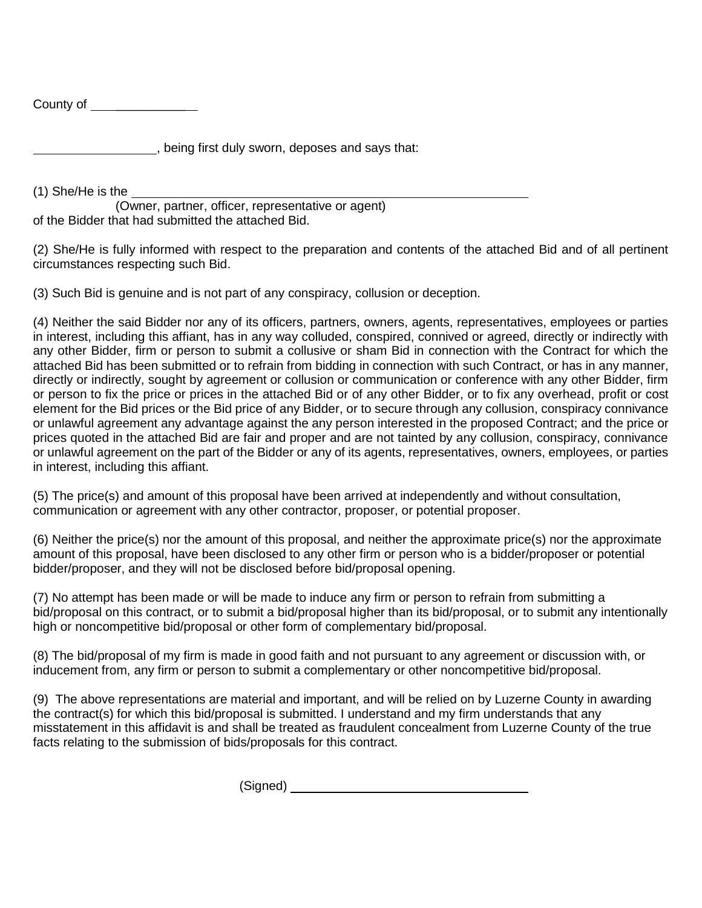County of ____________

__________________, being first duly sworn, deposes and says that:

(1) She/He is the ____________________________________________________________
(Owner, partner, officer, representative or agent)
of the Bidder that had submitted the attached Bid.

(2) She/He is fully informed with respect to the preparation and contents of the attached Bid and of all pertinent circumstances respecting such Bid.

(3) Such Bid is genuine and is not part of any conspiracy, collusion or deception.

(4) Neither the said Bidder nor any of its officers, partners, owners, agents, representatives, employees or parties in interest, including this affiant, has in any way colluded, conspired, connived or agreed, directly or indirectly with any other Bidder, firm or person to submit a collusive or sham Bid in connection with the Contract for which the attached Bid has been submitted or to refrain from bidding in connection with such Contract, or has in any manner, directly or indirectly, sought by agreement or collusion or communication or conference with any other Bidder, firm or person to fix the price or prices in the attached Bid or of any other Bidder, or to fix any overhead, profit or cost element for the Bid prices or the Bid price of any Bidder, or to secure through any collusion, conspiracy connivance or unlawful agreement any advantage against the any person interested in the proposed Contract; and the price or prices quoted in the attached Bid are fair and proper and are not tainted by any collusion, conspiracy, connivance or unlawful agreement on the part of the Bidder or any of its agents, representatives, owners, employees, or parties in interest, including this affiant.

(5) The price(s) and amount of this proposal have been arrived at independently and without consultation, communication or agreement with any other contractor, proposer, or potential proposer.

(6) Neither the price(s) nor the amount of this proposal, and neither the approximate price(s) nor the approximate amount of this proposal, have been disclosed to any other firm or person who is a bidder/proposer or potential bidder/proposer, and they will not be disclosed before bid/proposal opening.

(7) No attempt has been made or will be made to induce any firm or person to refrain from submitting a bid/proposal on this contract, or to submit a bid/proposal higher than its bid/proposal, or to submit any intentionally high or noncompetitive bid/proposal or other form of complementary bid/proposal.

(8) The bid/proposal of my firm is made in good faith and not pursuant to any agreement or discussion with, or inducement from, any firm or person to submit a complementary or other noncompetitive bid/proposal.

(9) The above representations are material and important, and will be relied on by Luzerne County in awarding the contract(s) for which this bid/proposal is submitted. I understand and my firm understands that any misstatement in this affidavit is and shall be treated as fraudulent concealment from Luzerne County of the true facts relating to the submission of bids/proposals for this contract.

(Signed) ____________________________________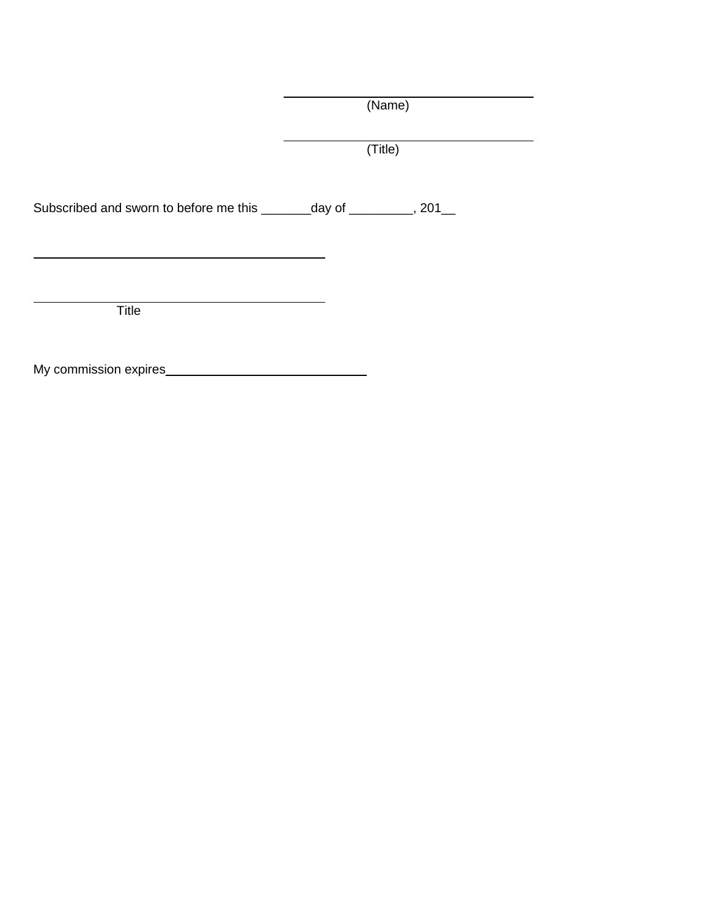\_\_\_\_\_\_\_\_\_\_\_\_\_\_\_\_\_\_\_\_\_\_\_\_\_\_\_\_\_\_\_\_\_\_\_\_\_\_\_\_\_\_\_\_\_\_\_\_\_\_  
(Name)

\_\_\_\_\_\_\_\_\_\_\_\_\_\_\_\_\_\_\_\_\_\_\_\_\_\_\_\_\_\_\_\_\_\_\_\_\_\_\_\_\_\_\_\_\_\_\_\_\_\_  
(Title)

Subscribed and sworn to before me this _______day of _________, 201__

\_\_\_\_\_\_\_\_\_\_\_\_\_\_\_\_\_\_\_\_\_\_\_\_\_\_\_\_\_\_\_\_\_\_\_\_\_\_\_\_\_\_\_\_\_\_\_\_\_\_\_\_\_\_\_\_\_\_

\_\_\_\_\_\_\_\_\_\_\_\_\_\_\_\_\_\_\_\_\_\_\_\_\_\_\_\_\_\_\_\_\_\_\_\_\_\_\_\_\_\_\_\_\_\_\_\_\_\_\_\_\_\_\_\_\_\_  
Title

My commission expires\_\_\_\_\_\_\_\_\_\_\_\_\_\_\_\_\_\_\_\_\_\_\_\_\_\_\_\_\_\_\_\_\_\_\_\_\_\_\_\_